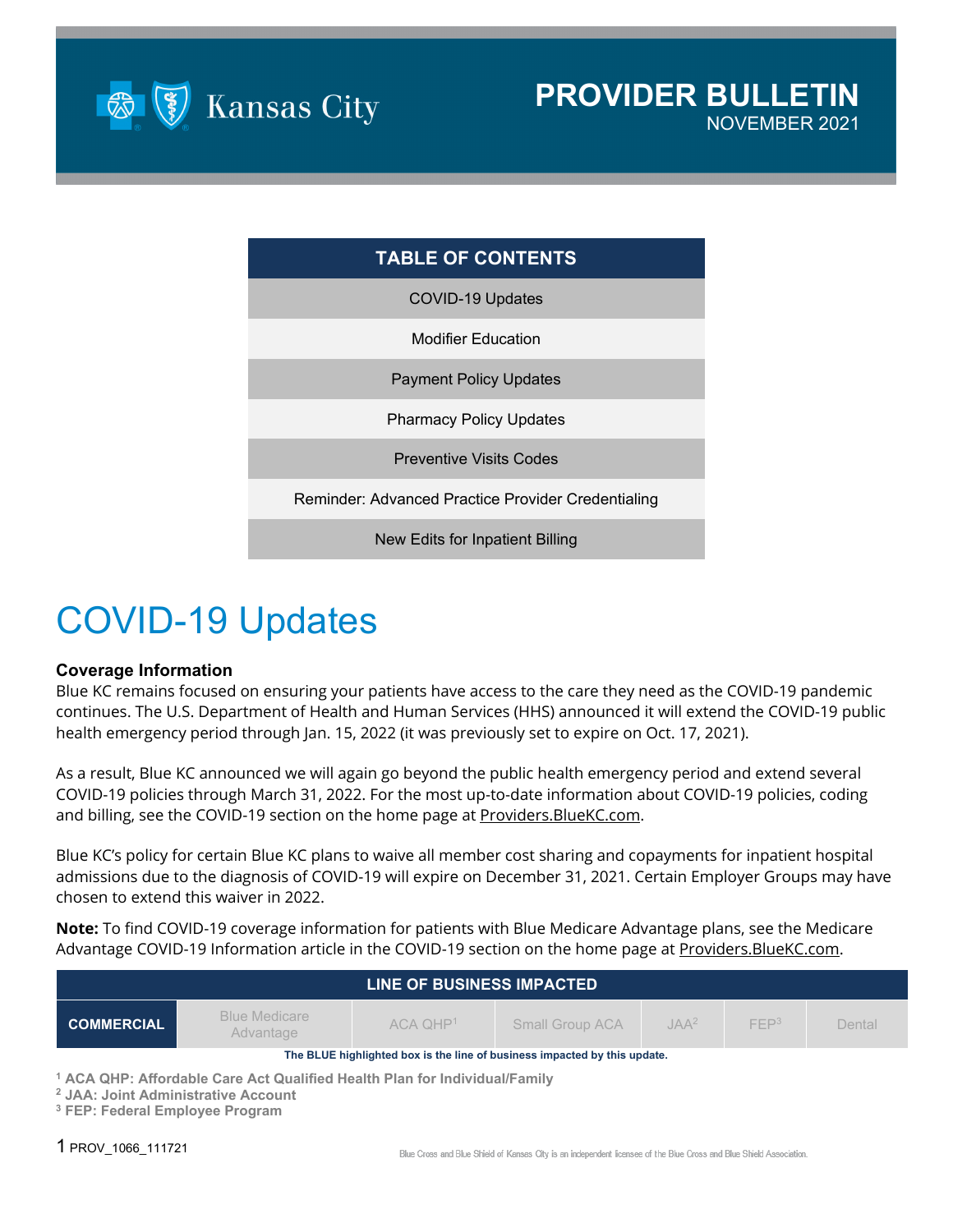# PROVIDER BULLETIN

NOVEMBER 2021

| TABLE OF CONTENTS |
|---|
| COVID-19 Updates |
| Modifier Education |
| Payment Policy Updates |
| Pharmacy Policy Updates |
| Preventive Visits Codes |
| Reminder: Advanced Practice Provider Credentialing |
| New Edits for Inpatient Billing |

# COVID-19 Updates

### Coverage Information

Blue KC remains focused on ensuring your patients have access to the care they need as the COVID-19 pandemic continues. The U.S. Department of Health and Human Services (HHS) announced it will extend the COVID-19 public health emergency period through Jan. 15, 2022 (it was previously set to expire on Oct. 17, 2021).

As a result, Blue KC announced we will again go beyond the public health emergency period and extend several COVID-19 policies through March 31, 2022. For the most up-to-date information about COVID-19 policies, coding and billing, see the COVID-19 section on the home page at Providers.BlueKC.com.

Blue KC's policy for certain Blue KC plans to waive all member cost sharing and copayments for inpatient hospital admissions due to the diagnosis of COVID-19 will expire on December 31, 2021. Certain Employer Groups may have chosen to extend this waiver in 2022.

**Note:** To find COVID-19 coverage information for patients with Blue Medicare Advantage plans, see the Medicare Advantage COVID-19 Information article in the COVID-19 section on the home page at Providers.BlueKC.com.

| LINE OF BUSINESS IMPACTED | | | | | | |
|---|---|---|---|---|---|---|
| **COMMERCIAL** | Blue Medicare Advantage | ACA QHP[1] | Small Group ACA | JAA[2] | FEP[3] | Dental |

The BLUE highlighted box is the line of business impacted by this update.

[1] ACA QHP: Affordable Care Act Qualified Health Plan for Individual/Family
[2] JAA: Joint Administrative Account
[3] FEP: Federal Employee Program

PROV_1066_111721

Blue Cross and Blue Shield of Kansas City is an independent licensee of the Blue Cross and Blue Shield Association.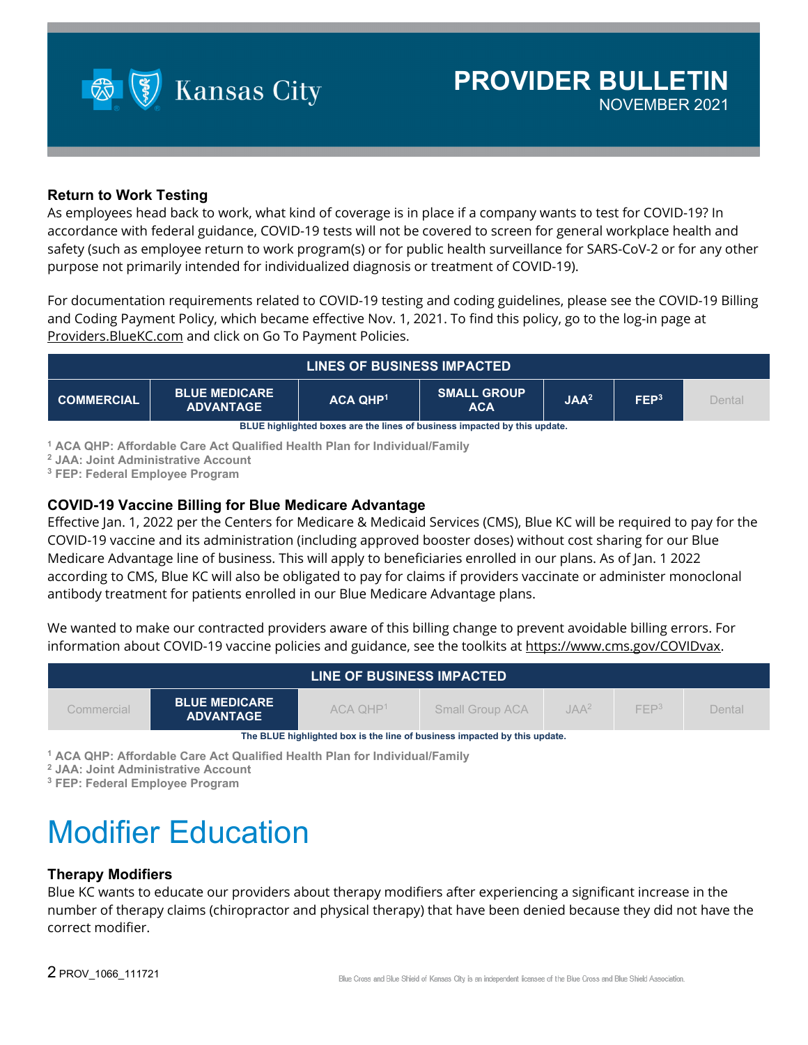### Return to Work Testing

As employees head back to work, what kind of coverage is in place if a company wants to test for COVID-19? In accordance with federal guidance, COVID-19 tests will not be covered to screen for general workplace health and safety (such as employee return to work program(s) or for public health surveillance for SARS-CoV-2 or for any other purpose not primarily intended for individualized diagnosis or treatment of COVID-19).

For documentation requirements related to COVID-19 testing and coding guidelines, please see the COVID-19 Billing and Coding Payment Policy, which became effective Nov. 1, 2021. To find this policy, go to the log-in page at Providers.BlueKC.com and click on Go To Payment Policies.

| LINES OF BUSINESS IMPACTED | | | | | | |
|---|---|---|---|---|---|---|
| **COMMERCIAL** | **BLUE MEDICARE ADVANTAGE** | **ACA QHP[1]** | **SMALL GROUP ACA** | **JAA[2]** | **FEP[3]** | Dental |

**BLUE highlighted boxes are the lines of business impacted by this update.**

[1] ACA QHP: Affordable Care Act Qualified Health Plan for Individual/Family
[2] JAA: Joint Administrative Account
[3] FEP: Federal Employee Program

### COVID-19 Vaccine Billing for Blue Medicare Advantage

Effective Jan. 1, 2022 per the Centers for Medicare & Medicaid Services (CMS), Blue KC will be required to pay for the COVID-19 vaccine and its administration (including approved booster doses) without cost sharing for our Blue Medicare Advantage line of business. This will apply to beneficiaries enrolled in our plans. As of Jan. 1 2022 according to CMS, Blue KC will also be obligated to pay for claims if providers vaccinate or administer monoclonal antibody treatment for patients enrolled in our Blue Medicare Advantage plans.

We wanted to make our contracted providers aware of this billing change to prevent avoidable billing errors. For information about COVID-19 vaccine policies and guidance, see the toolkits at https://www.cms.gov/COVIDvax.

| LINE OF BUSINESS IMPACTED | | | | | | |
|---|---|---|---|---|---|---|
| Commercial | **BLUE MEDICARE ADVANTAGE** | ACA QHP[1] | Small Group ACA | JAA[2] | FEP[3] | Dental |

**The BLUE highlighted box is the line of business impacted by this update.**

[1] ACA QHP: Affordable Care Act Qualified Health Plan for Individual/Family
[2] JAA: Joint Administrative Account
[3] FEP: Federal Employee Program

# Modifier Education

### Therapy Modifiers

Blue KC wants to educate our providers about therapy modifiers after experiencing a significant increase in the number of therapy claims (chiropractor and physical therapy) that have been denied because they did not have the correct modifier.

PROV_1066_111721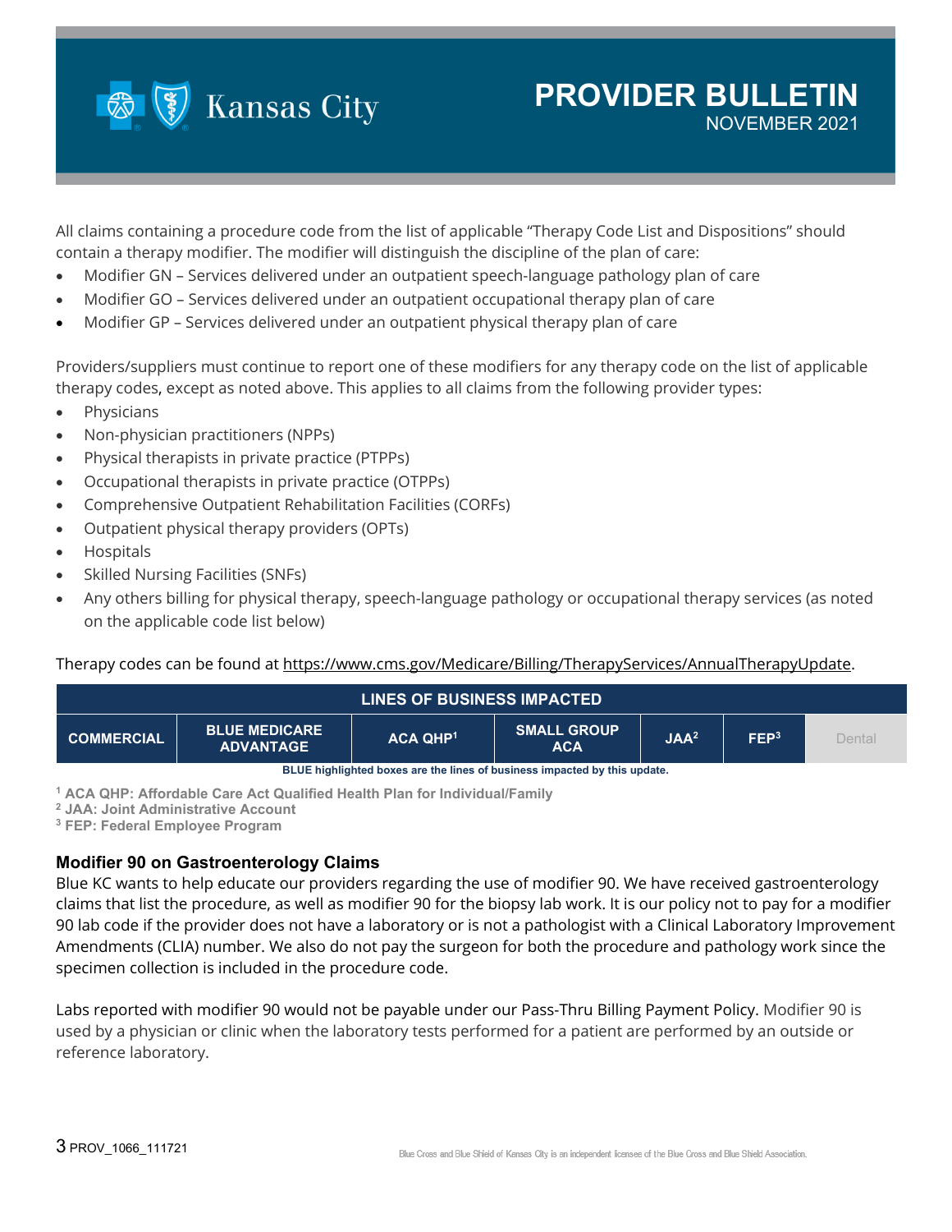All claims containing a procedure code from the list of applicable "Therapy Code List and Dispositions" should contain a therapy modifier. The modifier will distinguish the discipline of the plan of care:

- Modifier GN – Services delivered under an outpatient speech-language pathology plan of care
- Modifier GO – Services delivered under an outpatient occupational therapy plan of care
- Modifier GP – Services delivered under an outpatient physical therapy plan of care

Providers/suppliers must continue to report one of these modifiers for any therapy code on the list of applicable therapy codes, except as noted above. This applies to all claims from the following provider types:

- Physicians
- Non-physician practitioners (NPPs)
- Physical therapists in private practice (PTPPs)
- Occupational therapists in private practice (OTPPs)
- Comprehensive Outpatient Rehabilitation Facilities (CORFs)
- Outpatient physical therapy providers (OPTs)
- Hospitals
- Skilled Nursing Facilities (SNFs)
- Any others billing for physical therapy, speech-language pathology or occupational therapy services (as noted on the applicable code list below)

Therapy codes can be found at https://www.cms.gov/Medicare/Billing/TherapyServices/AnnualTherapyUpdate.

| LINES OF BUSINESS IMPACTED | | | | | | |
|---|---|---|---|---|---|---|
| COMMERCIAL | BLUE MEDICARE ADVANTAGE | ACA QHP[1] | SMALL GROUP ACA | JAA[2] | FEP[3] | Dental |

BLUE highlighted boxes are the lines of business impacted by this update.

[1] ACA QHP: Affordable Care Act Qualified Health Plan for Individual/Family
[2] JAA: Joint Administrative Account
[3] FEP: Federal Employee Program

### Modifier 90 on Gastroenterology Claims

Blue KC wants to help educate our providers regarding the use of modifier 90. We have received gastroenterology claims that list the procedure, as well as modifier 90 for the biopsy lab work. It is our policy not to pay for a modifier 90 lab code if the provider does not have a laboratory or is not a pathologist with a Clinical Laboratory Improvement Amendments (CLIA) number. We also do not pay the surgeon for both the procedure and pathology work since the specimen collection is included in the procedure code.

Labs reported with modifier 90 would not be payable under our Pass-Thru Billing Payment Policy. Modifier 90 is used by a physician or clinic when the laboratory tests performed for a patient are performed by an outside or reference laboratory.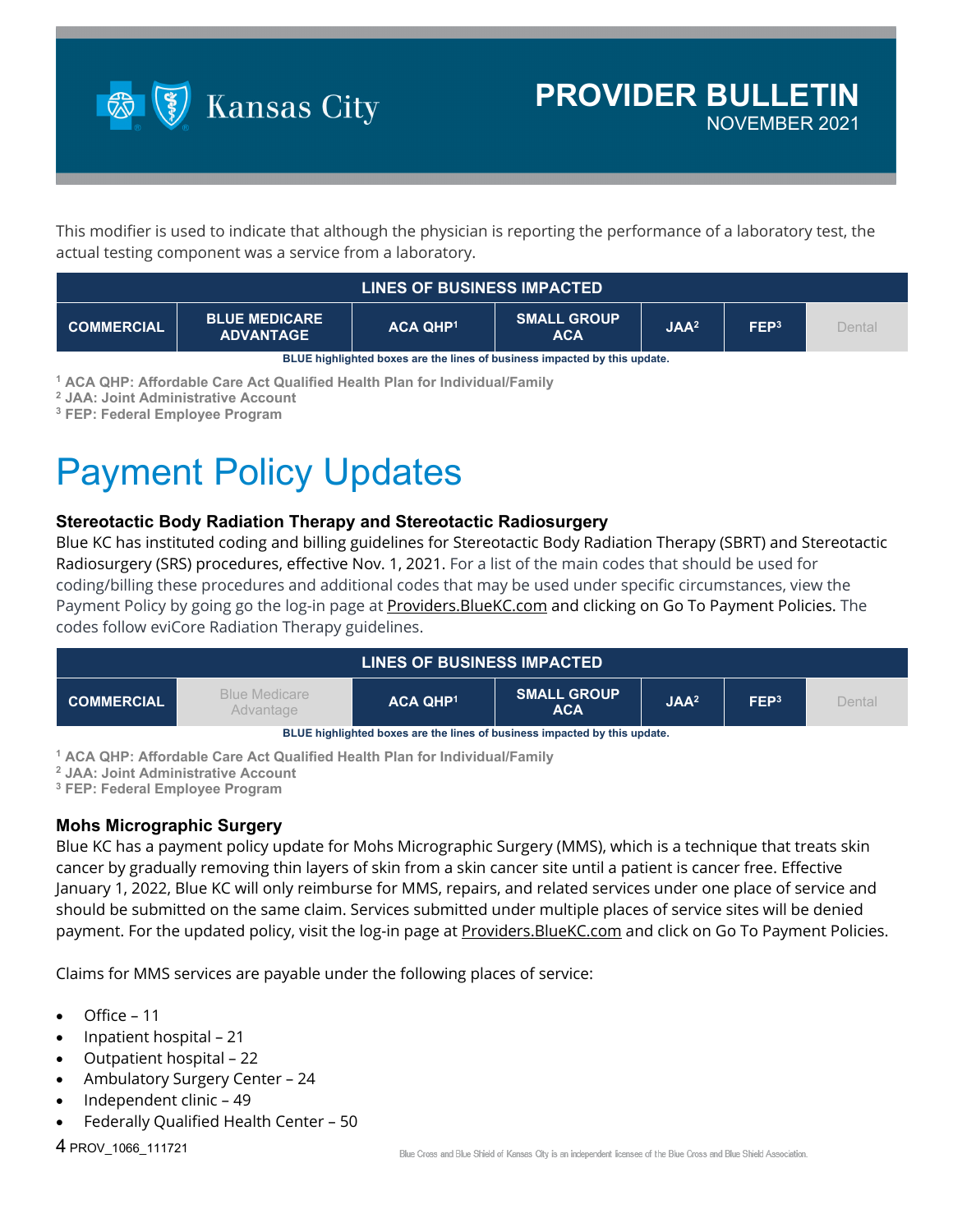This modifier is used to indicate that although the physician is reporting the performance of a laboratory test, the actual testing component was a service from a laboratory.

| LINES OF BUSINESS IMPACTED | | | | | | |
|---|---|---|---|---|---|---|
| COMMERCIAL | BLUE MEDICARE ADVANTAGE | ACA QHP[1] | SMALL GROUP ACA | JAA[2] | FEP[3] | Dental |

**BLUE highlighted boxes are the lines of business impacted by this update.**

[1] ACA QHP: Affordable Care Act Qualified Health Plan for Individual/Family
[2] JAA: Joint Administrative Account
[3] FEP: Federal Employee Program

# Payment Policy Updates

### Stereotactic Body Radiation Therapy and Stereotactic Radiosurgery

Blue KC has instituted coding and billing guidelines for Stereotactic Body Radiation Therapy (SBRT) and Stereotactic Radiosurgery (SRS) procedures, effective Nov. 1, 2021. For a list of the main codes that should be used for coding/billing these procedures and additional codes that may be used under specific circumstances, view the Payment Policy by going go the log-in page at Providers.BlueKC.com and clicking on Go To Payment Policies. The codes follow eviCore Radiation Therapy guidelines.

| LINES OF BUSINESS IMPACTED | | | | | | |
|---|---|---|---|---|---|---|
| COMMERCIAL | Blue Medicare Advantage | ACA QHP[1] | SMALL GROUP ACA | JAA[2] | FEP[3] | Dental |

**BLUE highlighted boxes are the lines of business impacted by this update.**

[1] ACA QHP: Affordable Care Act Qualified Health Plan for Individual/Family
[2] JAA: Joint Administrative Account
[3] FEP: Federal Employee Program

### Mohs Micrographic Surgery

Blue KC has a payment policy update for Mohs Micrographic Surgery (MMS), which is a technique that treats skin cancer by gradually removing thin layers of skin from a skin cancer site until a patient is cancer free. Effective January 1, 2022, Blue KC will only reimburse for MMS, repairs, and related services under one place of service and should be submitted on the same claim. Services submitted under multiple places of service sites will be denied payment. For the updated policy, visit the log-in page at Providers.BlueKC.com and click on Go To Payment Policies.

Claims for MMS services are payable under the following places of service:

- Office – 11
- Inpatient hospital – 21
- Outpatient hospital – 22
- Ambulatory Surgery Center – 24
- Independent clinic – 49
- Federally Qualified Health Center – 50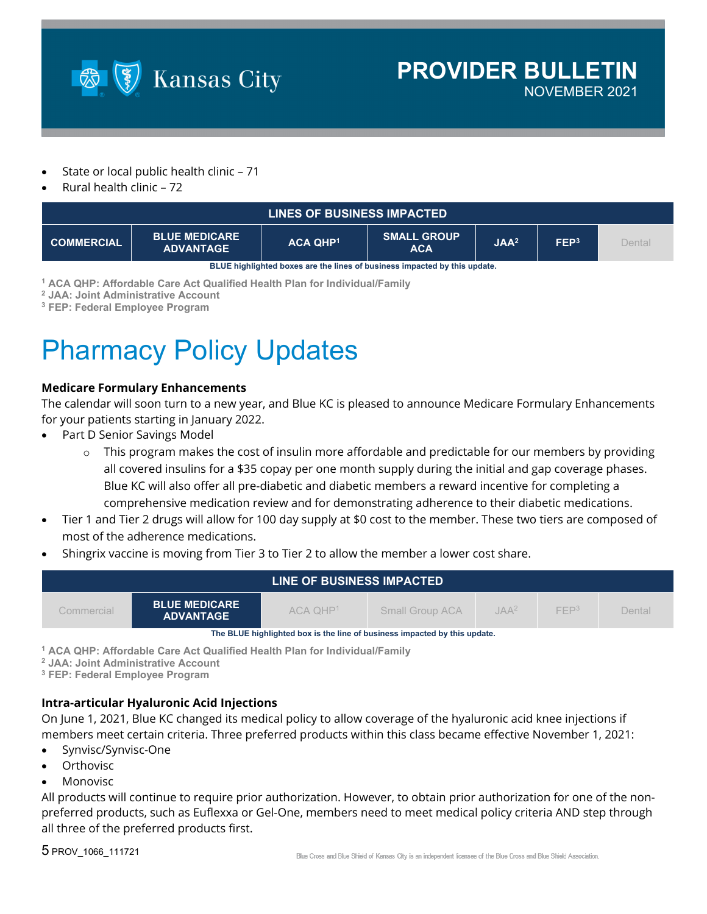- State or local public health clinic – 71
- Rural health clinic – 72

| LINES OF BUSINESS IMPACTED | | | | | | |
|---|---|---|---|---|---|---|
| **COMMERCIAL** | **BLUE MEDICARE ADVANTAGE** | **ACA QHP[1]** | **SMALL GROUP ACA** | **JAA[2]** | **FEP[3]** | Dental |

**BLUE highlighted boxes are the lines of business impacted by this update.**

[1] **ACA QHP: Affordable Care Act Qualified Health Plan for Individual/Family**
[2] **JAA: Joint Administrative Account**
[3] **FEP: Federal Employee Program**

# Pharmacy Policy Updates

### Medicare Formulary Enhancements

The calendar will soon turn to a new year, and Blue KC is pleased to announce Medicare Formulary Enhancements for your patients starting in January 2022.

- Part D Senior Savings Model
  - This program makes the cost of insulin more affordable and predictable for our members by providing all covered insulins for a $35 copay per one month supply during the initial and gap coverage phases. Blue KC will also offer all pre-diabetic and diabetic members a reward incentive for completing a comprehensive medication review and for demonstrating adherence to their diabetic medications.
- Tier 1 and Tier 2 drugs will allow for 100 day supply at $0 cost to the member. These two tiers are composed of most of the adherence medications.
- Shingrix vaccine is moving from Tier 3 to Tier 2 to allow the member a lower cost share.

| LINE OF BUSINESS IMPACTED | | | | | | |
|---|---|---|---|---|---|---|
| Commercial | **BLUE MEDICARE ADVANTAGE** | ACA QHP[1] | Small Group ACA | JAA[2] | FEP[3] | Dental |

**The BLUE highlighted box is the line of business impacted by this update.**

[1] **ACA QHP: Affordable Care Act Qualified Health Plan for Individual/Family**
[2] **JAA: Joint Administrative Account**
[3] **FEP: Federal Employee Program**

### Intra-articular Hyaluronic Acid Injections

On June 1, 2021, Blue KC changed its medical policy to allow coverage of the hyaluronic acid knee injections if members meet certain criteria. Three preferred products within this class became effective November 1, 2021:

- Synvisc/Synvisc-One
- Orthovisc
- Monovisc

All products will continue to require prior authorization. However, to obtain prior authorization for one of the non-preferred products, such as Euflexxa or Gel-One, members need to meet medical policy criteria AND step through all three of the preferred products first.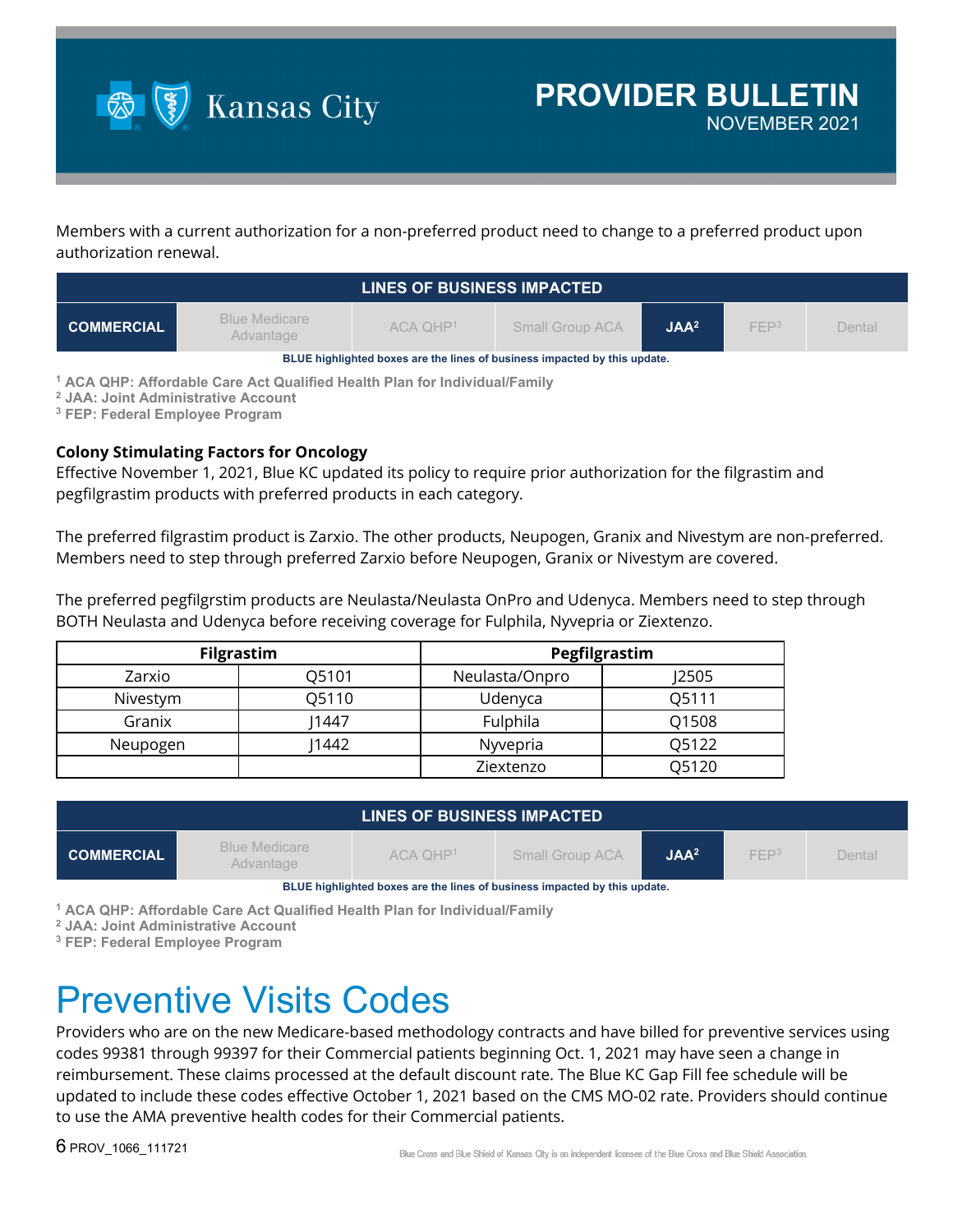Members with a current authorization for a non-preferred product need to change to a preferred product upon authorization renewal.

| LINES OF BUSINESS IMPACTED | | | | | | |
|---|---|---|---|---|---|---|
| **COMMERCIAL** | Blue Medicare Advantage | ACA QHP[1] | Small Group ACA | **JAA[2]** | FEP[3] | Dental |

**BLUE highlighted boxes are the lines of business impacted by this update.**

[1] ACA QHP: Affordable Care Act Qualified Health Plan for Individual/Family
[2] JAA: Joint Administrative Account
[3] FEP: Federal Employee Program

**Colony Stimulating Factors for Oncology**
Effective November 1, 2021, Blue KC updated its policy to require prior authorization for the filgrastim and pegfilgrastim products with preferred products in each category.

The preferred filgrastim product is Zarxio. The other products, Neupogen, Granix and Nivestym are non-preferred. Members need to step through preferred Zarxio before Neupogen, Granix or Nivestym are covered.

The preferred pegfilgrstim products are Neulasta/Neulasta OnPro and Udenyca. Members need to step through BOTH Neulasta and Udenyca before receiving coverage for Fulphila, Nyvepria or Ziextenzo.

| Filgrastim | | Pegfilgrastim | |
|---|---|---|---|
| Zarxio | Q5101 | Neulasta/Onpro | J2505 |
| Nivestym | Q5110 | Udenyca | Q5111 |
| Granix | J1447 | Fulphila | Q1508 |
| Neupogen | J1442 | Nyvepria | Q5122 |
| | | Ziextenzo | Q5120 |

| LINES OF BUSINESS IMPACTED | | | | | | |
|---|---|---|---|---|---|---|
| **COMMERCIAL** | Blue Medicare Advantage | ACA QHP[1] | Small Group ACA | **JAA[2]** | FEP[3] | Dental |

**BLUE highlighted boxes are the lines of business impacted by this update.**

[1] ACA QHP: Affordable Care Act Qualified Health Plan for Individual/Family
[2] JAA: Joint Administrative Account
[3] FEP: Federal Employee Program

# Preventive Visits Codes

Providers who are on the new Medicare-based methodology contracts and have billed for preventive services using codes 99381 through 99397 for their Commercial patients beginning Oct. 1, 2021 may have seen a change in reimbursement. These claims processed at the default discount rate. The Blue KC Gap Fill fee schedule will be updated to include these codes effective October 1, 2021 based on the CMS MO-02 rate. Providers should continue to use the AMA preventive health codes for their Commercial patients.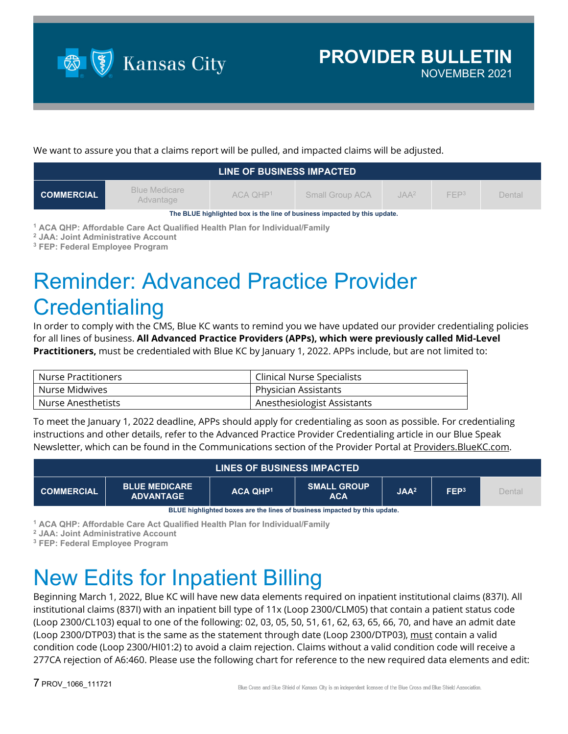We want to assure you that a claims report will be pulled, and impacted claims will be adjusted.

| LINE OF BUSINESS IMPACTED | | | | | | |
|---|---|---|---|---|---|---|
| **COMMERCIAL** | Blue Medicare Advantage | ACA QHP[1] | Small Group ACA | JAA[2] | FEP[3] | Dental |

**The BLUE highlighted box is the line of business impacted by this update.**

[1] **ACA QHP: Affordable Care Act Qualified Health Plan for Individual/Family**
[2] **JAA: Joint Administrative Account**
[3] **FEP: Federal Employee Program**

# Reminder: Advanced Practice Provider Credentialing

In order to comply with the CMS, Blue KC wants to remind you we have updated our provider credentialing policies for all lines of business. **All Advanced Practice Providers (APPs), which were previously called Mid-Level Practitioners,** must be credentialed with Blue KC by January 1, 2022. APPs include, but are not limited to:

| | |
|---|---|
| Nurse Practitioners | Clinical Nurse Specialists |
| Nurse Midwives | Physician Assistants |
| Nurse Anesthetists | Anesthesiologist Assistants |

To meet the January 1, 2022 deadline, APPs should apply for credentialing as soon as possible. For credentialing instructions and other details, refer to the Advanced Practice Provider Credentialing article in our Blue Speak Newsletter, which can be found in the Communications section of the Provider Portal at Providers.BlueKC.com.

| LINES OF BUSINESS IMPACTED | | | | | | |
|---|---|---|---|---|---|---|
| **COMMERCIAL** | **BLUE MEDICARE ADVANTAGE** | **ACA QHP[1]** | **SMALL GROUP ACA** | **JAA[2]** | **FEP[3]** | Dental |

**BLUE highlighted boxes are the lines of business impacted by this update.**

[1] **ACA QHP: Affordable Care Act Qualified Health Plan for Individual/Family**
[2] **JAA: Joint Administrative Account**
[3] **FEP: Federal Employee Program**

# New Edits for Inpatient Billing

Beginning March 1, 2022, Blue KC will have new data elements required on inpatient institutional claims (837I). All institutional claims (837I) with an inpatient bill type of 11x (Loop 2300/CLM05) that contain a patient status code (Loop 2300/CL103) equal to one of the following: 02, 03, 05, 50, 51, 61, 62, 63, 65, 66, 70, and have an admit date (Loop 2300/DTP03) that is the same as the statement through date (Loop 2300/DTP03), must contain a valid condition code (Loop 2300/HI01:2) to avoid a claim rejection. Claims without a valid condition code will receive a 277CA rejection of A6:460. Please use the following chart for reference to the new required data elements and edit: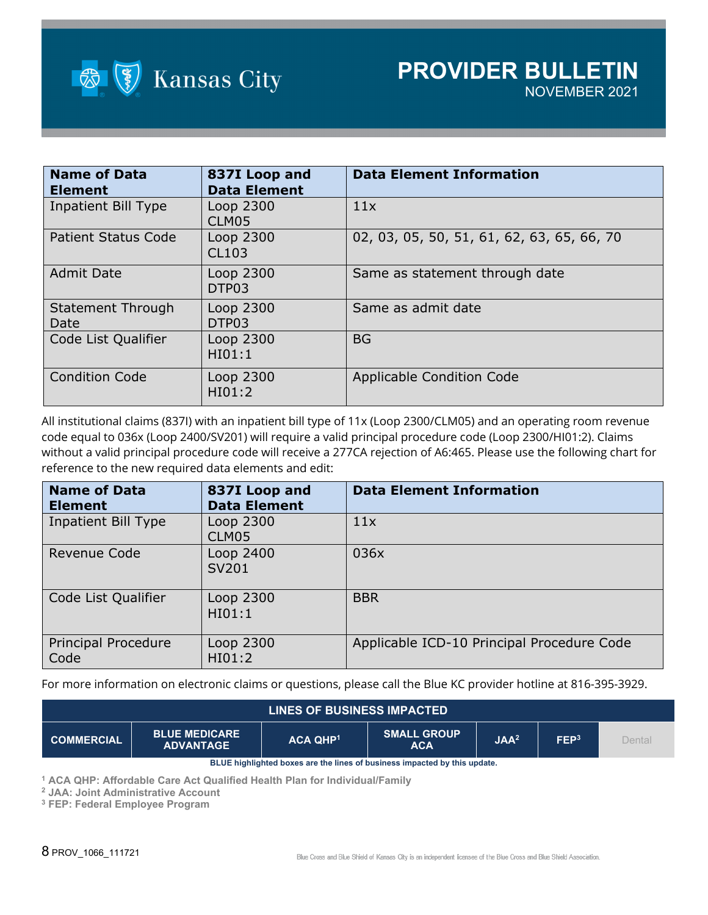| Name of Data Element | 837I Loop and Data Element | Data Element Information |
|---|---|---|
| Inpatient Bill Type | Loop 2300 CLM05 | 11x |
| Patient Status Code | Loop 2300 CL103 | 02, 03, 05, 50, 51, 61, 62, 63, 65, 66, 70 |
| Admit Date | Loop 2300 DTP03 | Same as statement through date |
| Statement Through Date | Loop 2300 DTP03 | Same as admit date |
| Code List Qualifier | Loop 2300 HI01:1 | BG |
| Condition Code | Loop 2300 HI01:2 | Applicable Condition Code |

All institutional claims (837I) with an inpatient bill type of 11x (Loop 2300/CLM05) and an operating room revenue code equal to 036x (Loop 2400/SV201) will require a valid principal procedure code (Loop 2300/HI01:2). Claims without a valid principal procedure code will receive a 277CA rejection of A6:465. Please use the following chart for reference to the new required data elements and edit:

| Name of Data Element | 837I Loop and Data Element | Data Element Information |
|---|---|---|
| Inpatient Bill Type | Loop 2300 CLM05 | 11x |
| Revenue Code | Loop 2400 SV201 | 036x |
| Code List Qualifier | Loop 2300 HI01:1 | BBR |
| Principal Procedure Code | Loop 2300 HI01:2 | Applicable ICD-10 Principal Procedure Code |

For more information on electronic claims or questions, please call the Blue KC provider hotline at 816-395-3929.

| LINES OF BUSINESS IMPACTED | | | | | | |
|---|---|---|---|---|---|---|
| COMMERCIAL | BLUE MEDICARE ADVANTAGE | ACA QHP[1] | SMALL GROUP ACA | JAA[2] | FEP[3] | Dental |

BLUE highlighted boxes are the lines of business impacted by this update.

[1] ACA QHP: Affordable Care Act Qualified Health Plan for Individual/Family
[2] JAA: Joint Administrative Account
[3] FEP: Federal Employee Program

PROV_1066_111721

Blue Cross and Blue Shield of Kansas City is an independent licensee of the Blue Cross and Blue Shield Association.